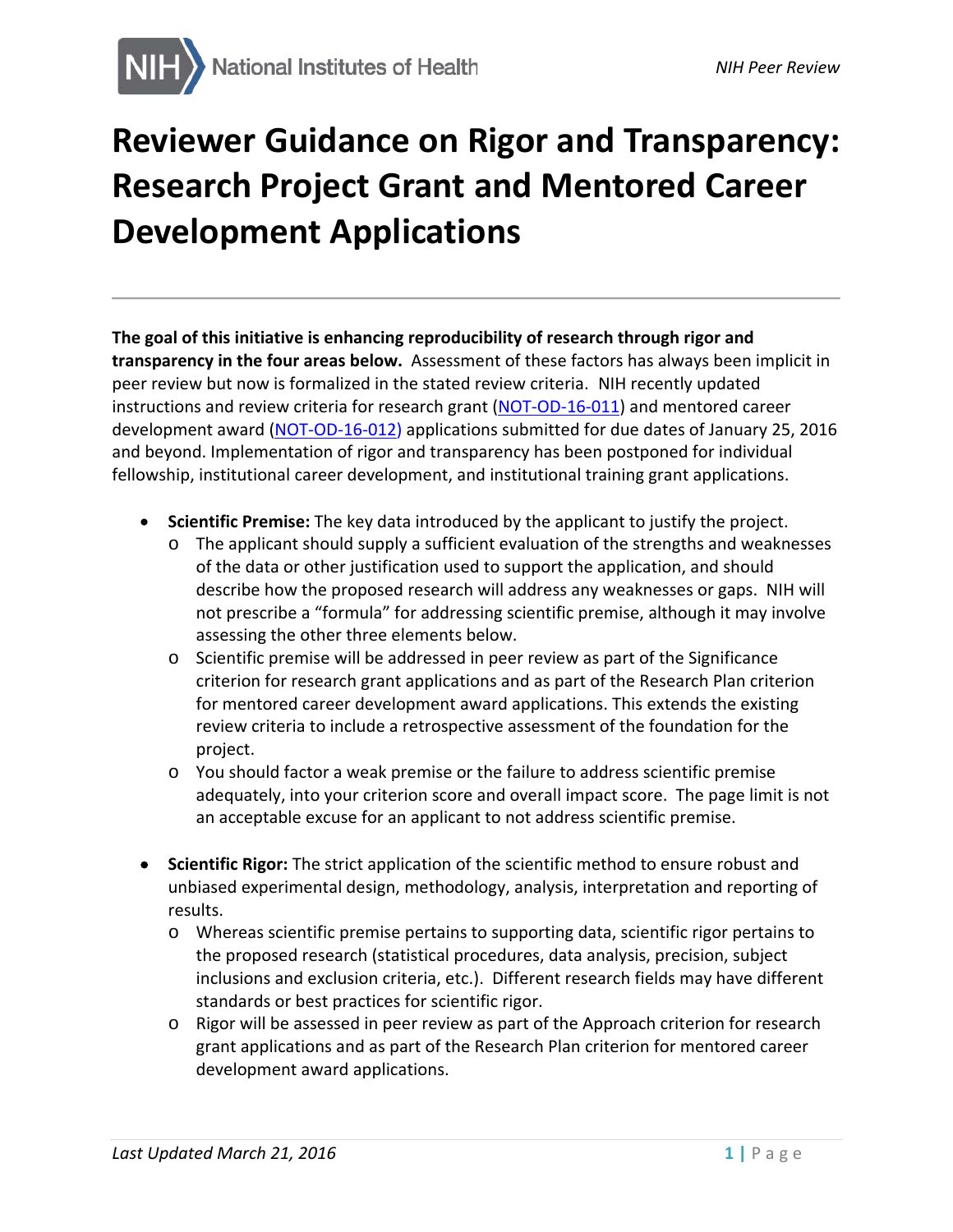# Reviewer Guidance on Rigor and Transparency: Research Project Grant and Mentored Career Development Applications

---

**The goal of this initiative is enhancing reproducibility of research through rigor and transparency in the four areas below.** Assessment of these factors has always been implicit in peer review but now is formalized in the stated review criteria. NIH recently updated instructions and review criteria for research grant (NOT-OD-16-011) and mentored career development award (NOT-OD-16-012) applications submitted for due dates of January 25, 2016 and beyond. Implementation of rigor and transparency has been postponed for individual fellowship, institutional career development, and institutional training grant applications.

- **Scientific Premise:** The key data introduced by the applicant to justify the project.
  - The applicant should supply a sufficient evaluation of the strengths and weaknesses of the data or other justification used to support the application, and should describe how the proposed research will address any weaknesses or gaps. NIH will not prescribe a "formula" for addressing scientific premise, although it may involve assessing the other three elements below.
  - Scientific premise will be addressed in peer review as part of the Significance criterion for research grant applications and as part of the Research Plan criterion for mentored career development award applications. This extends the existing review criteria to include a retrospective assessment of the foundation for the project.
  - You should factor a weak premise or the failure to address scientific premise adequately, into your criterion score and overall impact score. The page limit is not an acceptable excuse for an applicant to not address scientific premise.

- **Scientific Rigor:** The strict application of the scientific method to ensure robust and unbiased experimental design, methodology, analysis, interpretation and reporting of results.
  - Whereas scientific premise pertains to supporting data, scientific rigor pertains to the proposed research (statistical procedures, data analysis, precision, subject inclusions and exclusion criteria, etc.). Different research fields may have different standards or best practices for scientific rigor.
  - Rigor will be assessed in peer review as part of the Approach criterion for research grant applications and as part of the Research Plan criterion for mentored career development award applications.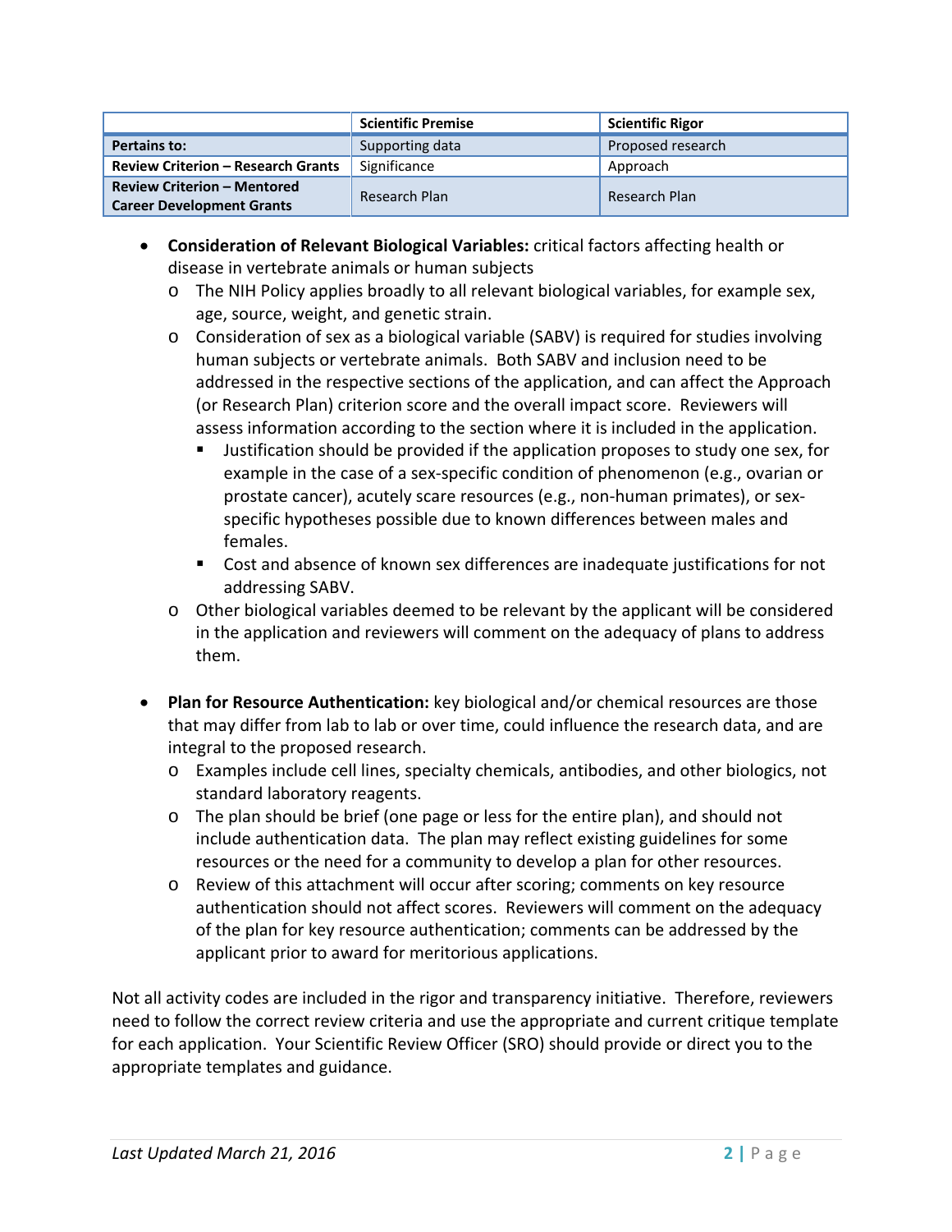| | Scientific Premise | Scientific Rigor |
|---|---|---|
| **Pertains to:** | Supporting data | Proposed research |
| **Review Criterion – Research Grants** | Significance | Approach |
| **Review Criterion – Mentored Career Development Grants** | Research Plan | Research Plan |

- **Consideration of Relevant Biological Variables:** critical factors affecting health or disease in vertebrate animals or human subjects
  - The NIH Policy applies broadly to all relevant biological variables, for example sex, age, source, weight, and genetic strain.
  - Consideration of sex as a biological variable (SABV) is required for studies involving human subjects or vertebrate animals. Both SABV and inclusion need to be addressed in the respective sections of the application, and can affect the Approach (or Research Plan) criterion score and the overall impact score. Reviewers will assess information according to the section where it is included in the application.
    - Justification should be provided if the application proposes to study one sex, for example in the case of a sex-specific condition of phenomenon (e.g., ovarian or prostate cancer), acutely scare resources (e.g., non-human primates), or sex-specific hypotheses possible due to known differences between males and females.
    - Cost and absence of known sex differences are inadequate justifications for not addressing SABV.
  - Other biological variables deemed to be relevant by the applicant will be considered in the application and reviewers will comment on the adequacy of plans to address them.

- **Plan for Resource Authentication:** key biological and/or chemical resources are those that may differ from lab to lab or over time, could influence the research data, and are integral to the proposed research.
  - Examples include cell lines, specialty chemicals, antibodies, and other biologics, not standard laboratory reagents.
  - The plan should be brief (one page or less for the entire plan), and should not include authentication data. The plan may reflect existing guidelines for some resources or the need for a community to develop a plan for other resources.
  - Review of this attachment will occur after scoring; comments on key resource authentication should not affect scores. Reviewers will comment on the adequacy of the plan for key resource authentication; comments can be addressed by the applicant prior to award for meritorious applications.

Not all activity codes are included in the rigor and transparency initiative. Therefore, reviewers need to follow the correct review criteria and use the appropriate and current critique template for each application. Your Scientific Review Officer (SRO) should provide or direct you to the appropriate templates and guidance.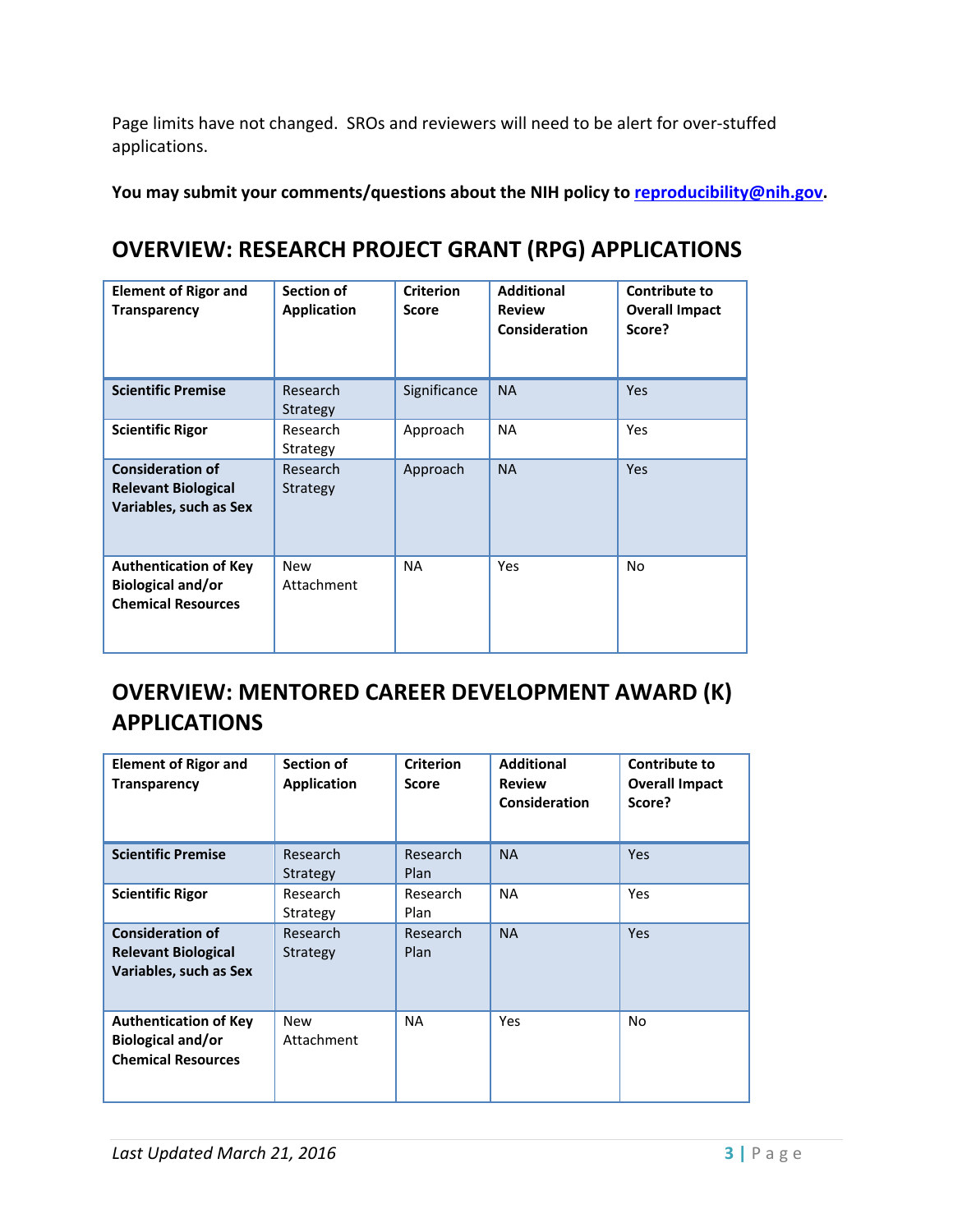Page limits have not changed.  SROs and reviewers will need to be alert for over-stuffed applications.

**You may submit your comments/questions about the NIH policy to [reproducibility@nih.gov](mailto:reproducibility@nih.gov).**

## OVERVIEW: RESEARCH PROJECT GRANT (RPG) APPLICATIONS

| Element of Rigor and Transparency | Section of Application | Criterion Score | Additional Review Consideration | Contribute to Overall Impact Score? |
|---|---|---|---|---|
| **Scientific Premise** | Research Strategy | Significance | NA | Yes |
| **Scientific Rigor** | Research Strategy | Approach | NA | Yes |
| **Consideration of Relevant Biological Variables, such as Sex** | Research Strategy | Approach | NA | Yes |
| **Authentication of Key Biological and/or Chemical Resources** | New Attachment | NA | Yes | No |

## OVERVIEW: MENTORED CAREER DEVELOPMENT AWARD (K) APPLICATIONS

| Element of Rigor and Transparency | Section of Application | Criterion Score | Additional Review Consideration | Contribute to Overall Impact Score? |
|---|---|---|---|---|
| **Scientific Premise** | Research Strategy | Research Plan | NA | Yes |
| **Scientific Rigor** | Research Strategy | Research Plan | NA | Yes |
| **Consideration of Relevant Biological Variables, such as Sex** | Research Strategy | Research Plan | NA | Yes |
| **Authentication of Key Biological and/or Chemical Resources** | New Attachment | NA | Yes | No |

*Last Updated March 21, 2016*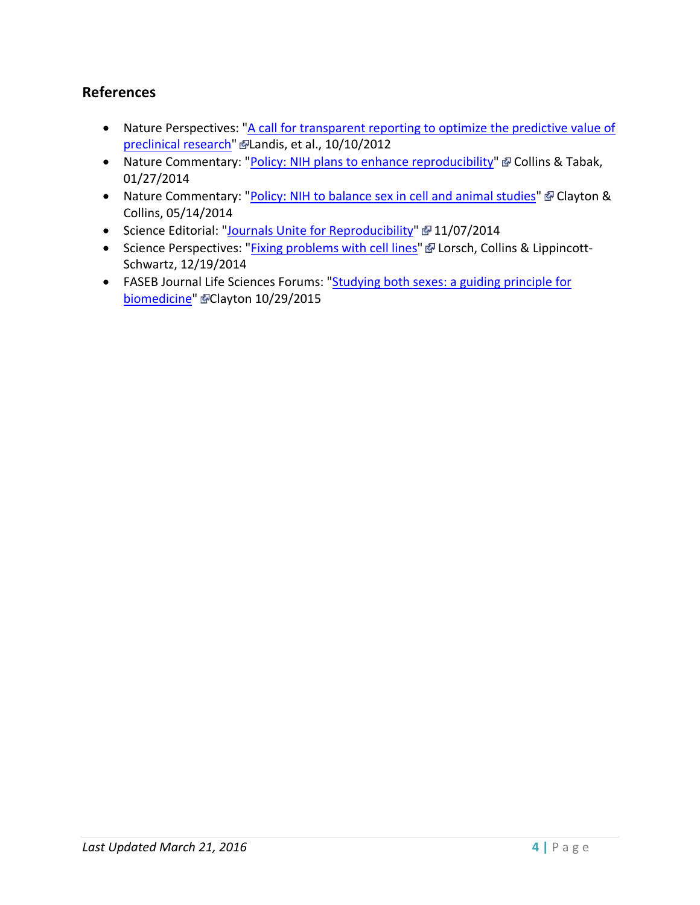## References

- Nature Perspectives: "A call for transparent reporting to optimize the predictive value of preclinical research" Landis, et al., 10/10/2012
- Nature Commentary: "Policy: NIH plans to enhance reproducibility" Collins & Tabak, 01/27/2014
- Nature Commentary: "Policy: NIH to balance sex in cell and animal studies" Clayton & Collins, 05/14/2014
- Science Editorial: "Journals Unite for Reproducibility" 11/07/2014
- Science Perspectives: "Fixing problems with cell lines" Lorsch, Collins & Lippincott-Schwartz, 12/19/2014
- FASEB Journal Life Sciences Forums: "Studying both sexes: a guiding principle for biomedicine" Clayton 10/29/2015

*Last Updated March 21, 2016*